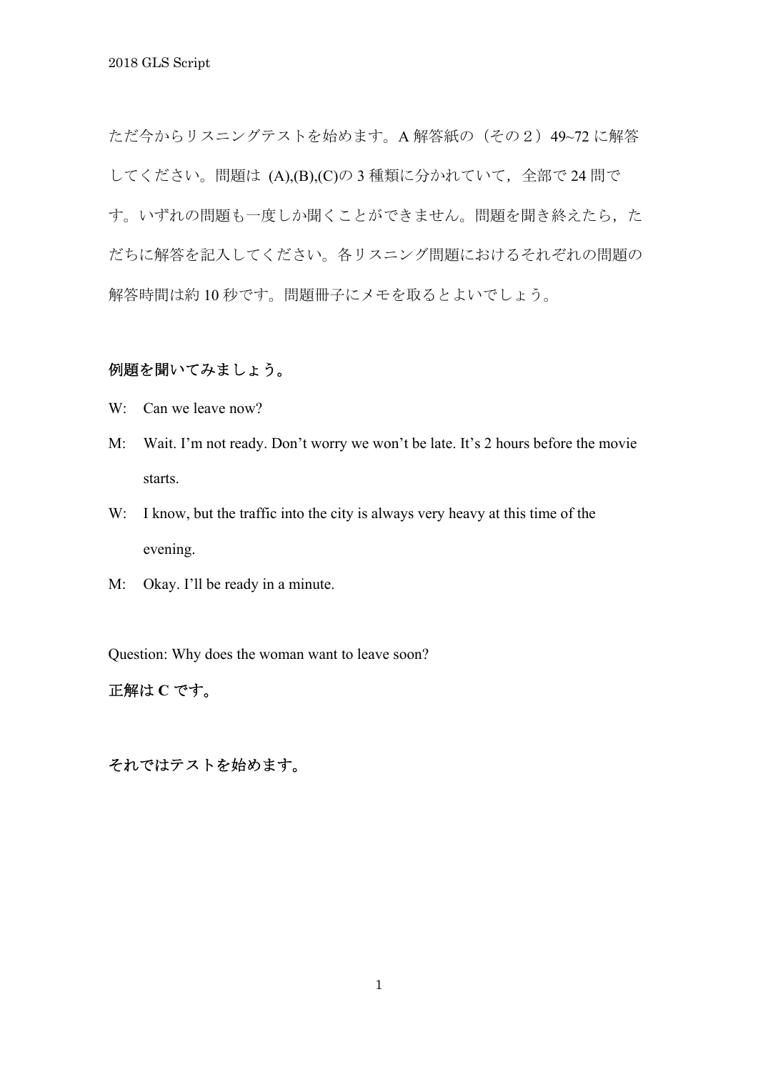ただ今からリスニングテストを始めます。A 解答紙の（その２）49~72 に解答してください。問題は (A),(B),(C)の 3 種類に分かれていて，全部で 24 問です。いずれの問題も一度しか聞くことができません。問題を聞き終えたら，ただちに解答を記入してください。各リスニング問題におけるそれぞれの問題の解答時間は約 10 秒です。問題冊子にメモを取るとよいでしょう。

**例題を聞いてみましょう。**

W: Can we leave now?

M: Wait. I'm not ready. Don't worry we won't be late. It's 2 hours before the movie starts.

W: I know, but the traffic into the city is always very heavy at this time of the evening.

M: Okay. I'll be ready in a minute.

Question: Why does the woman want to leave soon?

**正解は C です。**

**それではテストを始めます。**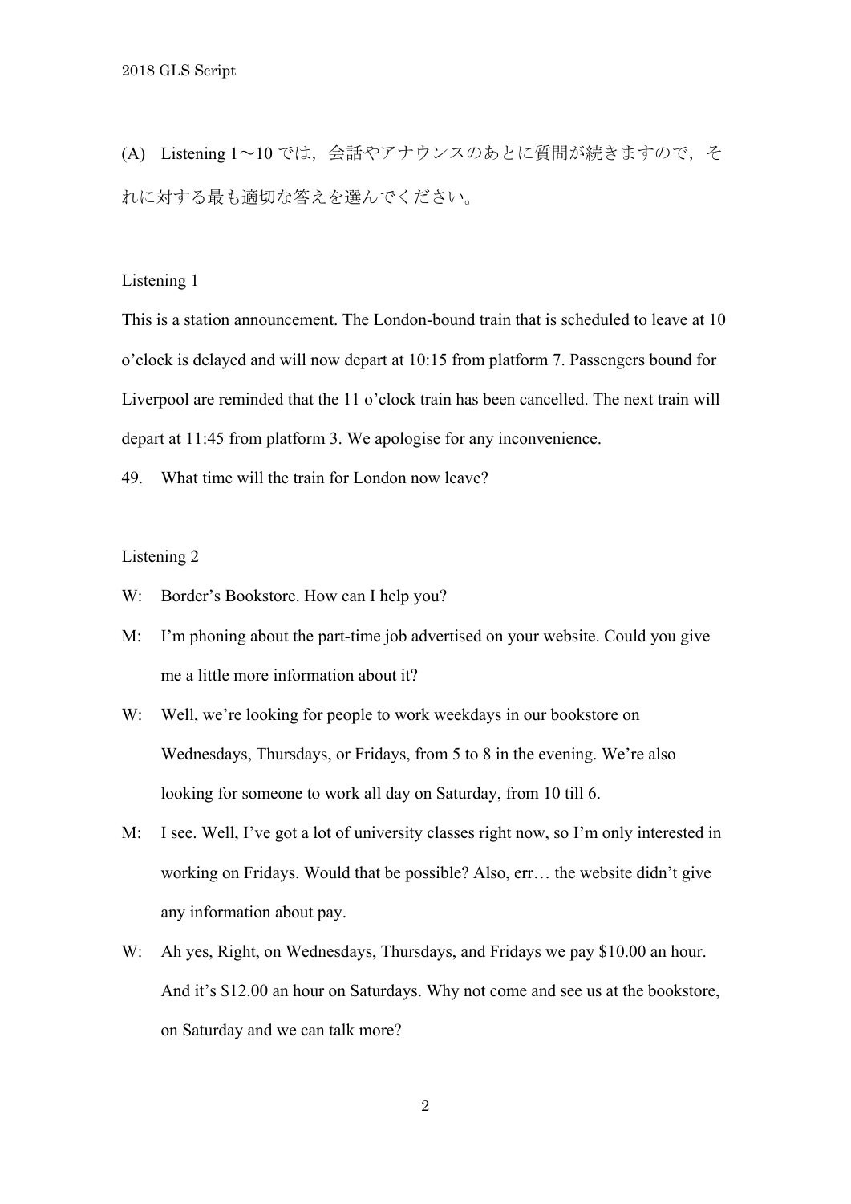(A) Listening 1～10 では，会話やアナウンスのあとに質問が続きますので，それに対する最も適切な答えを選んでください。

Listening 1

This is a station announcement. The London-bound train that is scheduled to leave at 10 o'clock is delayed and will now depart at 10:15 from platform 7. Passengers bound for Liverpool are reminded that the 11 o'clock train has been cancelled. The next train will depart at 11:45 from platform 3. We apologise for any inconvenience.

49. What time will the train for London now leave?

Listening 2

W: Border's Bookstore. How can I help you?

M: I'm phoning about the part-time job advertised on your website. Could you give me a little more information about it?

W: Well, we're looking for people to work weekdays in our bookstore on Wednesdays, Thursdays, or Fridays, from 5 to 8 in the evening. We're also looking for someone to work all day on Saturday, from 10 till 6.

M: I see. Well, I've got a lot of university classes right now, so I'm only interested in working on Fridays. Would that be possible? Also, err… the website didn't give any information about pay.

W: Ah yes, Right, on Wednesdays, Thursdays, and Fridays we pay $10.00 an hour. And it's $12.00 an hour on Saturdays. Why not come and see us at the bookstore, on Saturday and we can talk more?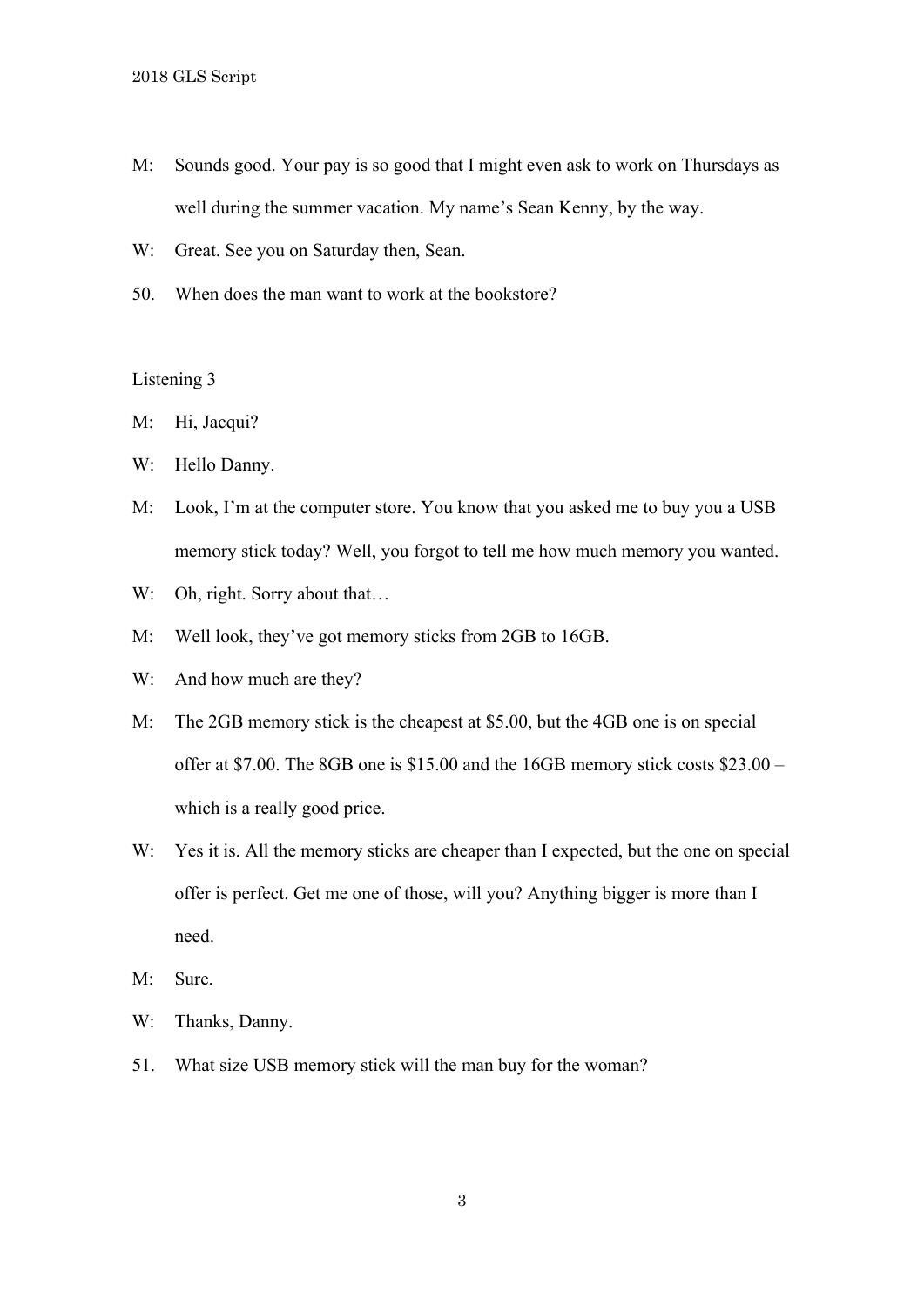M: Sounds good. Your pay is so good that I might even ask to work on Thursdays as well during the summer vacation. My name's Sean Kenny, by the way.

W: Great. See you on Saturday then, Sean.

50. When does the man want to work at the bookstore?

Listening 3

M: Hi, Jacqui?

W: Hello Danny.

M: Look, I'm at the computer store. You know that you asked me to buy you a USB memory stick today? Well, you forgot to tell me how much memory you wanted.

W: Oh, right. Sorry about that…

M: Well look, they've got memory sticks from 2GB to 16GB.

W: And how much are they?

M: The 2GB memory stick is the cheapest at $5.00, but the 4GB one is on special offer at $7.00. The 8GB one is $15.00 and the 16GB memory stick costs $23.00 – which is a really good price.

W: Yes it is. All the memory sticks are cheaper than I expected, but the one on special offer is perfect. Get me one of those, will you? Anything bigger is more than I need.

M: Sure.

W: Thanks, Danny.

51. What size USB memory stick will the man buy for the woman?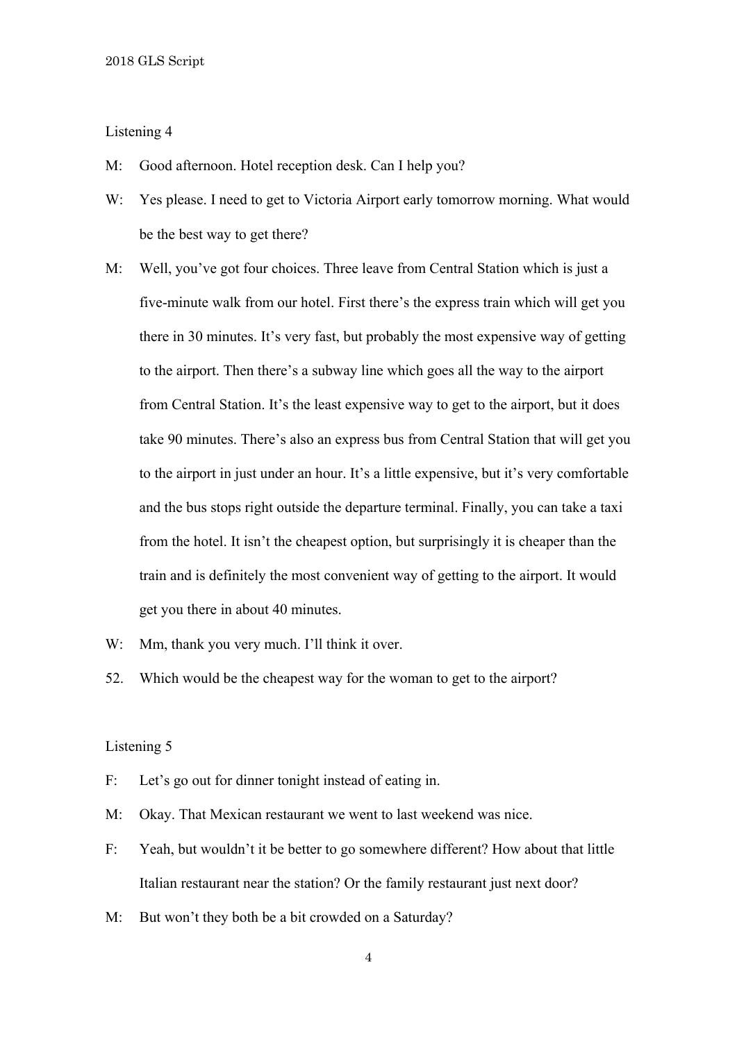Listening 4

M: Good afternoon. Hotel reception desk. Can I help you?

W: Yes please. I need to get to Victoria Airport early tomorrow morning. What would be the best way to get there?

M: Well, you've got four choices. Three leave from Central Station which is just a five-minute walk from our hotel. First there's the express train which will get you there in 30 minutes. It's very fast, but probably the most expensive way of getting to the airport. Then there's a subway line which goes all the way to the airport from Central Station. It's the least expensive way to get to the airport, but it does take 90 minutes. There's also an express bus from Central Station that will get you to the airport in just under an hour. It's a little expensive, but it's very comfortable and the bus stops right outside the departure terminal. Finally, you can take a taxi from the hotel. It isn't the cheapest option, but surprisingly it is cheaper than the train and is definitely the most convenient way of getting to the airport. It would get you there in about 40 minutes.

W: Mm, thank you very much. I'll think it over.

52. Which would be the cheapest way for the woman to get to the airport?

Listening 5

F: Let's go out for dinner tonight instead of eating in.

M: Okay. That Mexican restaurant we went to last weekend was nice.

F: Yeah, but wouldn't it be better to go somewhere different? How about that little Italian restaurant near the station? Or the family restaurant just next door?

M: But won't they both be a bit crowded on a Saturday?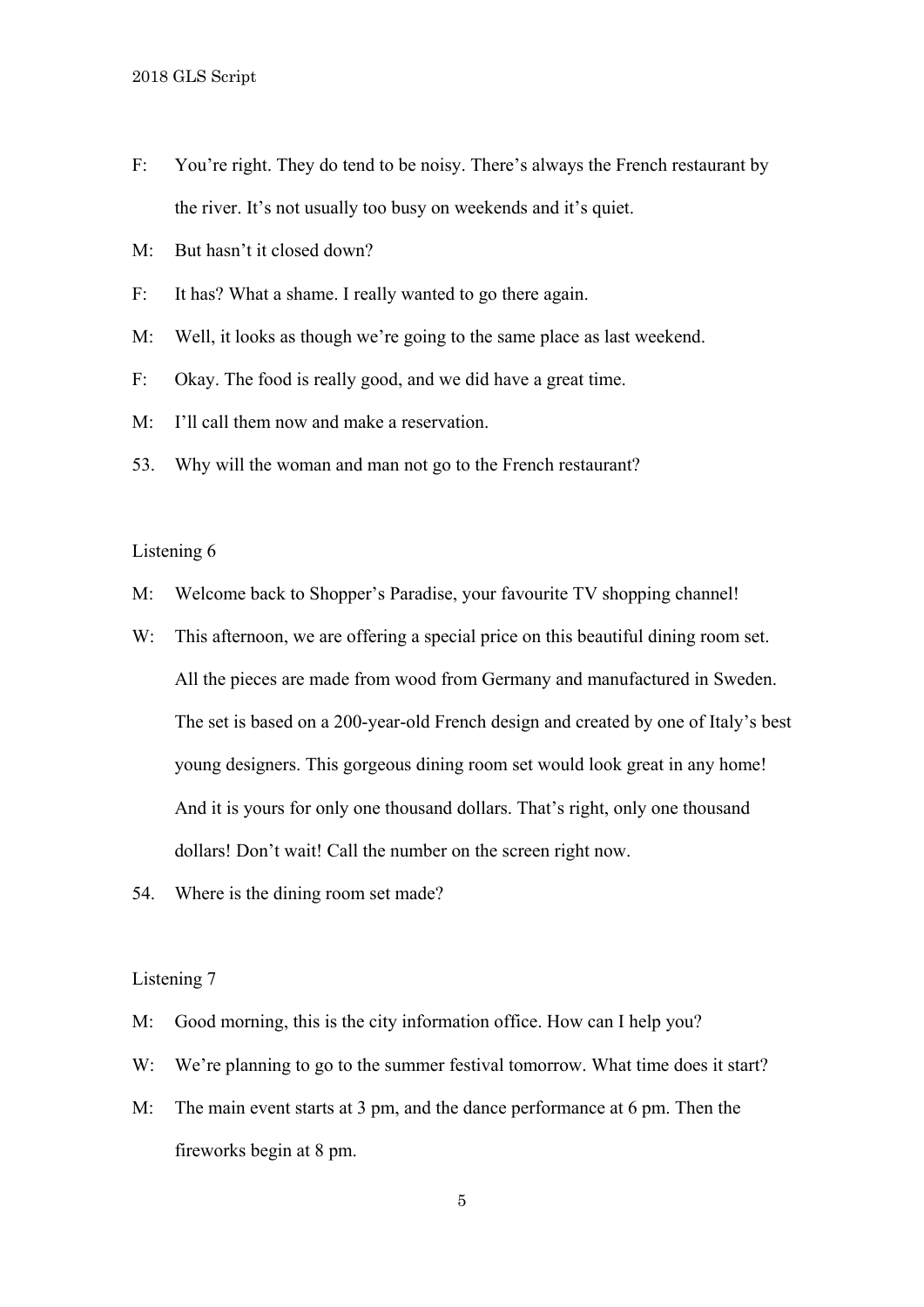F: You're right. They do tend to be noisy. There's always the French restaurant by the river. It's not usually too busy on weekends and it's quiet.

M: But hasn't it closed down?

F: It has? What a shame. I really wanted to go there again.

M: Well, it looks as though we're going to the same place as last weekend.

F: Okay. The food is really good, and we did have a great time.

M: I'll call them now and make a reservation.

53. Why will the woman and man not go to the French restaurant?

Listening 6

M: Welcome back to Shopper's Paradise, your favourite TV shopping channel!

W: This afternoon, we are offering a special price on this beautiful dining room set. All the pieces are made from wood from Germany and manufactured in Sweden. The set is based on a 200-year-old French design and created by one of Italy's best young designers. This gorgeous dining room set would look great in any home! And it is yours for only one thousand dollars. That's right, only one thousand dollars! Don't wait! Call the number on the screen right now.

54. Where is the dining room set made?

Listening 7

M: Good morning, this is the city information office. How can I help you?

W: We're planning to go to the summer festival tomorrow. What time does it start?

M: The main event starts at 3 pm, and the dance performance at 6 pm. Then the fireworks begin at 8 pm.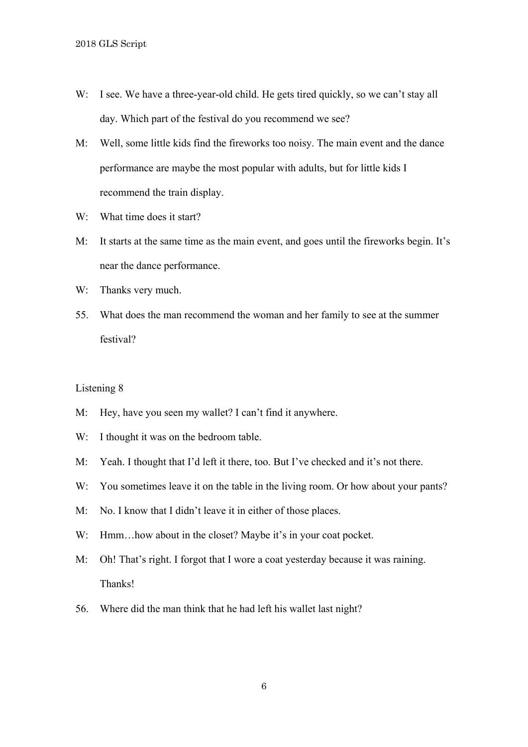W: I see. We have a three-year-old child. He gets tired quickly, so we can't stay all day. Which part of the festival do you recommend we see?

M: Well, some little kids find the fireworks too noisy. The main event and the dance performance are maybe the most popular with adults, but for little kids I recommend the train display.

W: What time does it start?

M: It starts at the same time as the main event, and goes until the fireworks begin. It's near the dance performance.

W: Thanks very much.

55. What does the man recommend the woman and her family to see at the summer festival?

Listening 8

M: Hey, have you seen my wallet? I can't find it anywhere.

W: I thought it was on the bedroom table.

M: Yeah. I thought that I'd left it there, too. But I've checked and it's not there.

W: You sometimes leave it on the table in the living room. Or how about your pants?

M: No. I know that I didn't leave it in either of those places.

W: Hmm…how about in the closet? Maybe it's in your coat pocket.

M: Oh! That's right. I forgot that I wore a coat yesterday because it was raining. Thanks!

56. Where did the man think that he had left his wallet last night?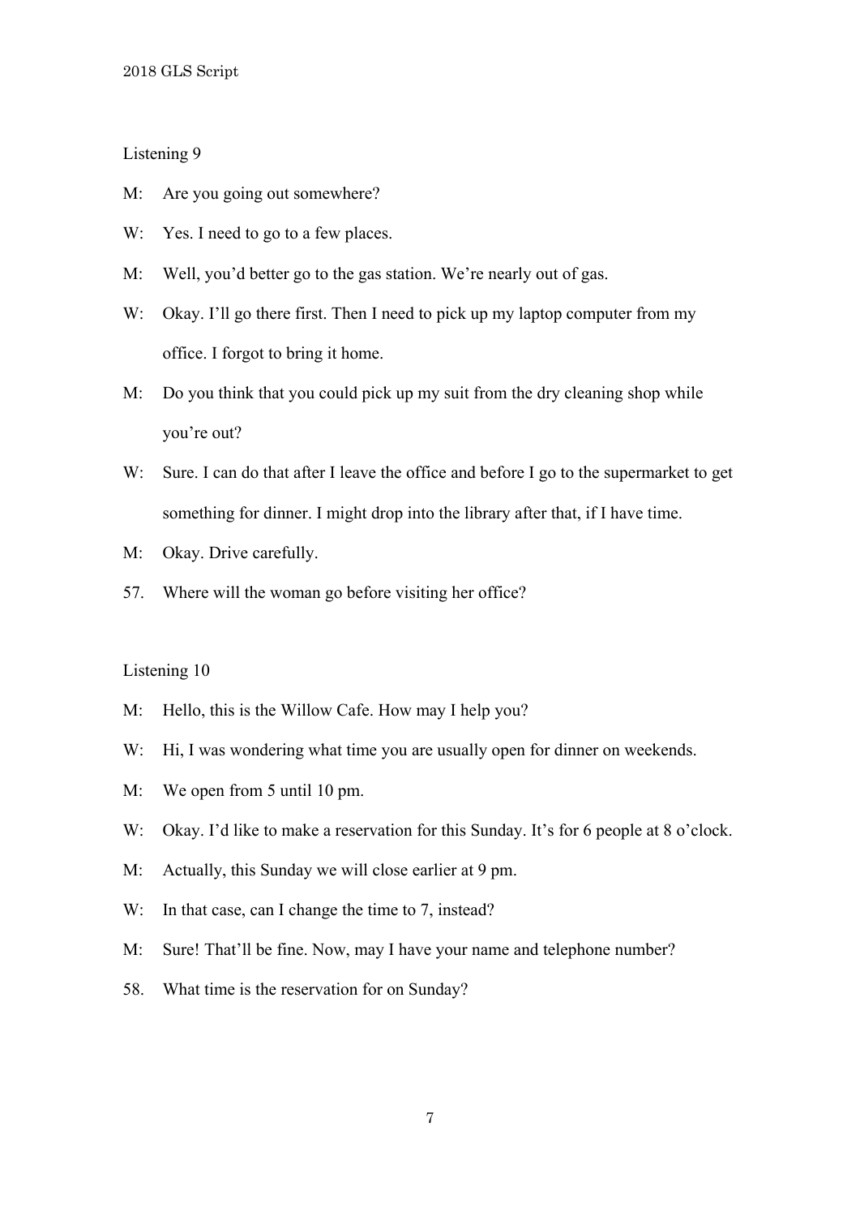## Listening 9

M: Are you going out somewhere?

W: Yes. I need to go to a few places.

M: Well, you'd better go to the gas station. We're nearly out of gas.

W: Okay. I'll go there first. Then I need to pick up my laptop computer from my office. I forgot to bring it home.

M: Do you think that you could pick up my suit from the dry cleaning shop while you're out?

W: Sure. I can do that after I leave the office and before I go to the supermarket to get something for dinner. I might drop into the library after that, if I have time.

M: Okay. Drive carefully.

57. Where will the woman go before visiting her office?

## Listening 10

M: Hello, this is the Willow Cafe. How may I help you?

W: Hi, I was wondering what time you are usually open for dinner on weekends.

M: We open from 5 until 10 pm.

W: Okay. I'd like to make a reservation for this Sunday. It's for 6 people at 8 o'clock.

M: Actually, this Sunday we will close earlier at 9 pm.

W: In that case, can I change the time to 7, instead?

M: Sure! That'll be fine. Now, may I have your name and telephone number?

58. What time is the reservation for on Sunday?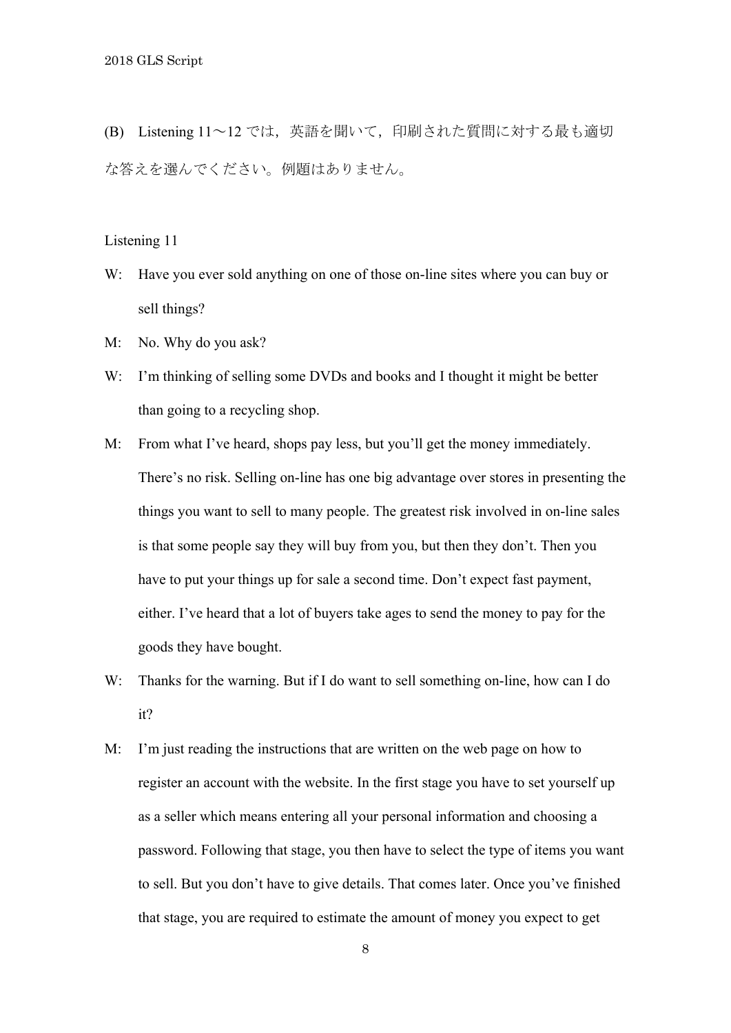(B) Listening 11～12 では，英語を聞いて，印刷された質問に対する最も適切な答えを選んでください。例題はありません。

Listening 11

W: Have you ever sold anything on one of those on-line sites where you can buy or sell things?

M: No. Why do you ask?

W: I'm thinking of selling some DVDs and books and I thought it might be better than going to a recycling shop.

M: From what I've heard, shops pay less, but you'll get the money immediately. There's no risk. Selling on-line has one big advantage over stores in presenting the things you want to sell to many people. The greatest risk involved in on-line sales is that some people say they will buy from you, but then they don't. Then you have to put your things up for sale a second time. Don't expect fast payment, either. I've heard that a lot of buyers take ages to send the money to pay for the goods they have bought.

W: Thanks for the warning. But if I do want to sell something on-line, how can I do it?

M: I'm just reading the instructions that are written on the web page on how to register an account with the website. In the first stage you have to set yourself up as a seller which means entering all your personal information and choosing a password. Following that stage, you then have to select the type of items you want to sell. But you don't have to give details. That comes later. Once you've finished that stage, you are required to estimate the amount of money you expect to get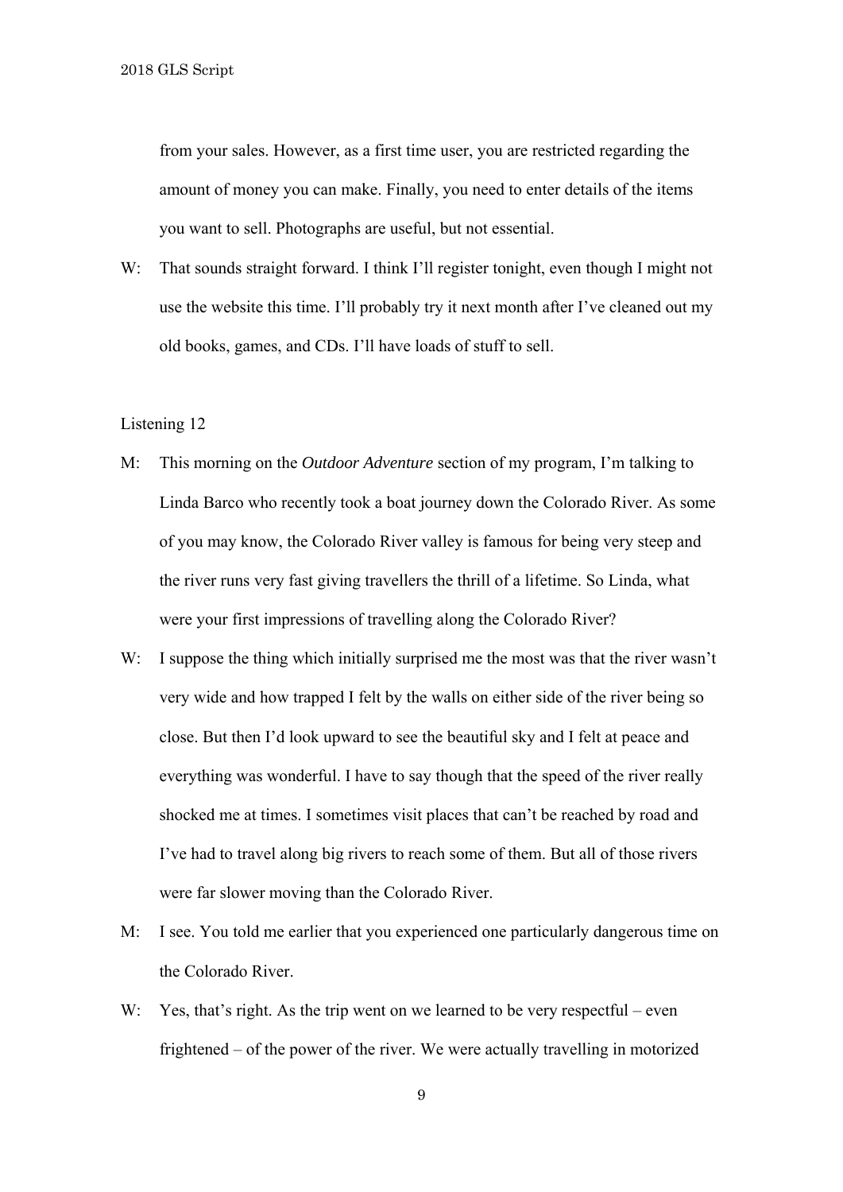from your sales. However, as a first time user, you are restricted regarding the amount of money you can make. Finally, you need to enter details of the items you want to sell. Photographs are useful, but not essential.

W: That sounds straight forward. I think I'll register tonight, even though I might not use the website this time. I'll probably try it next month after I've cleaned out my old books, games, and CDs. I'll have loads of stuff to sell.

Listening 12

M: This morning on the *Outdoor Adventure* section of my program, I'm talking to Linda Barco who recently took a boat journey down the Colorado River. As some of you may know, the Colorado River valley is famous for being very steep and the river runs very fast giving travellers the thrill of a lifetime. So Linda, what were your first impressions of travelling along the Colorado River?

W: I suppose the thing which initially surprised me the most was that the river wasn't very wide and how trapped I felt by the walls on either side of the river being so close. But then I'd look upward to see the beautiful sky and I felt at peace and everything was wonderful. I have to say though that the speed of the river really shocked me at times. I sometimes visit places that can't be reached by road and I've had to travel along big rivers to reach some of them. But all of those rivers were far slower moving than the Colorado River.

M: I see. You told me earlier that you experienced one particularly dangerous time on the Colorado River.

W: Yes, that's right. As the trip went on we learned to be very respectful – even frightened – of the power of the river. We were actually travelling in motorized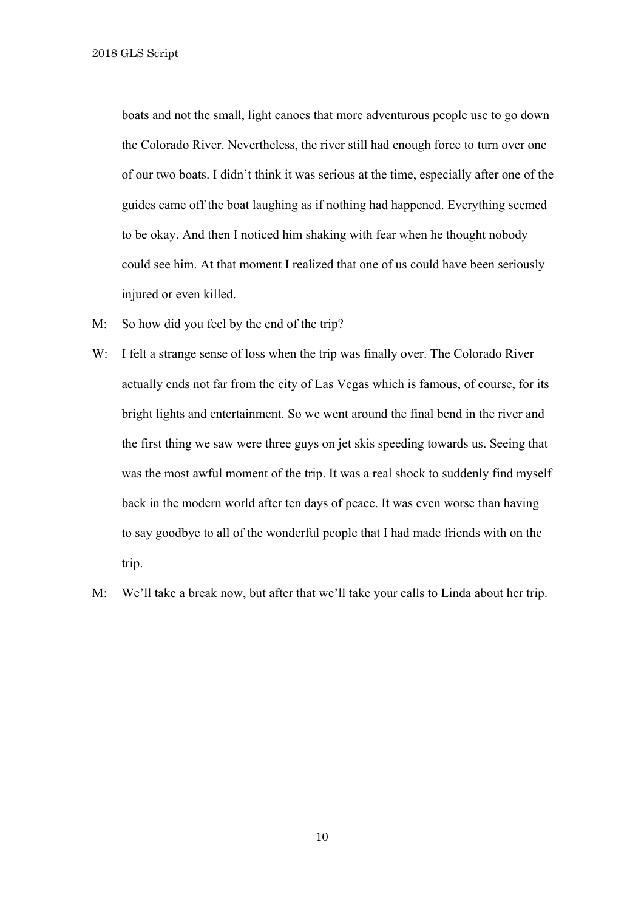boats and not the small, light canoes that more adventurous people use to go down the Colorado River. Nevertheless, the river still had enough force to turn over one of our two boats. I didn't think it was serious at the time, especially after one of the guides came off the boat laughing as if nothing had happened. Everything seemed to be okay. And then I noticed him shaking with fear when he thought nobody could see him. At that moment I realized that one of us could have been seriously injured or even killed.

M: So how did you feel by the end of the trip?

W: I felt a strange sense of loss when the trip was finally over. The Colorado River actually ends not far from the city of Las Vegas which is famous, of course, for its bright lights and entertainment. So we went around the final bend in the river and the first thing we saw were three guys on jet skis speeding towards us. Seeing that was the most awful moment of the trip. It was a real shock to suddenly find myself back in the modern world after ten days of peace. It was even worse than having to say goodbye to all of the wonderful people that I had made friends with on the trip.

M: We'll take a break now, but after that we'll take your calls to Linda about her trip.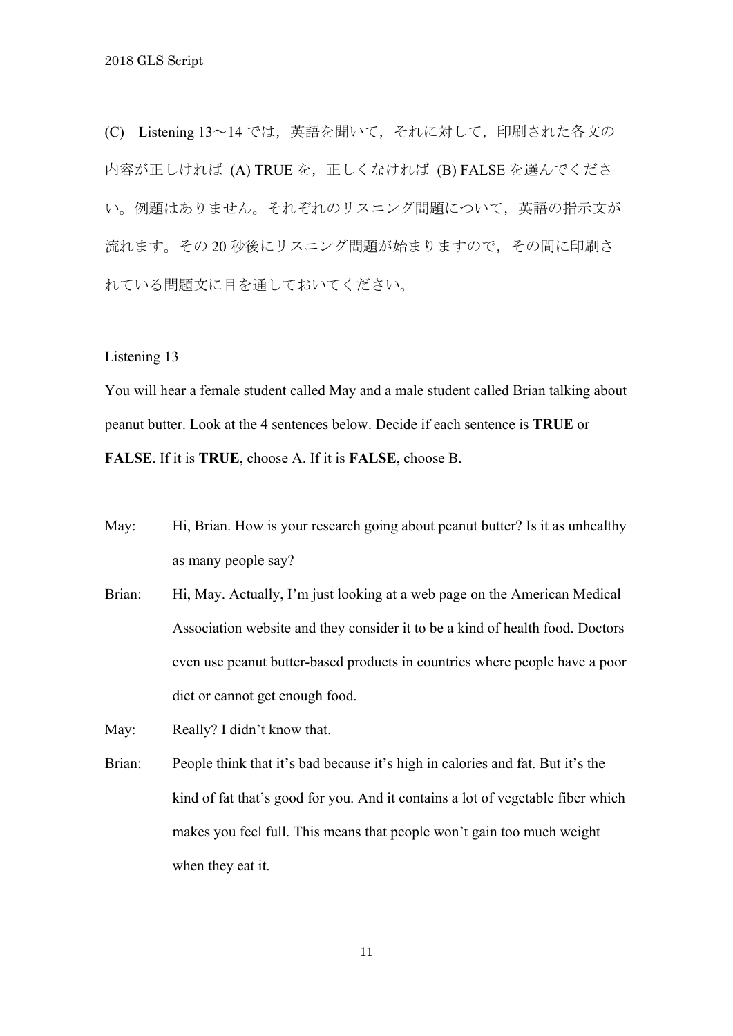(C)　Listening 13～14 では，英語を聞いて，それに対して，印刷された各文の内容が正しければ (A) TRUE を，正しくなければ (B) FALSE を選んでください。例題はありません。それぞれのリスニング問題について，英語の指示文が流れます。その 20 秒後にリスニング問題が始まりますので，その間に印刷されている問題文に目を通しておいてください。

Listening 13

You will hear a female student called May and a male student called Brian talking about peanut butter. Look at the 4 sentences below. Decide if each sentence is **TRUE** or **FALSE**. If it is **TRUE**, choose A. If it is **FALSE**, choose B.

May: Hi, Brian. How is your research going about peanut butter? Is it as unhealthy as many people say?

Brian: Hi, May. Actually, I'm just looking at a web page on the American Medical Association website and they consider it to be a kind of health food. Doctors even use peanut butter-based products in countries where people have a poor diet or cannot get enough food.

May: Really? I didn't know that.

Brian: People think that it's bad because it's high in calories and fat. But it's the kind of fat that's good for you. And it contains a lot of vegetable fiber which makes you feel full. This means that people won't gain too much weight when they eat it.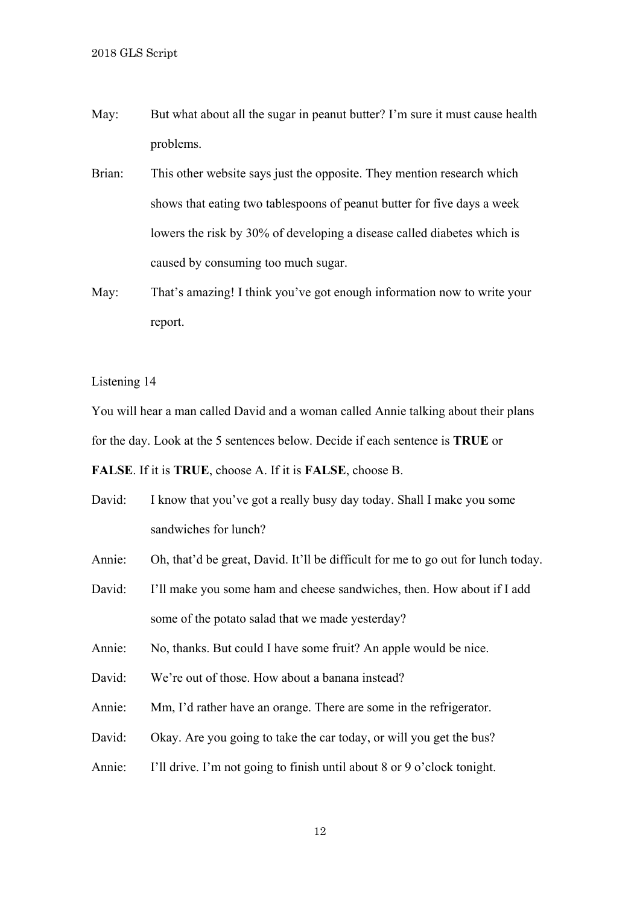May: But what about all the sugar in peanut butter? I'm sure it must cause health problems.

Brian: This other website says just the opposite. They mention research which shows that eating two tablespoons of peanut butter for five days a week lowers the risk by 30% of developing a disease called diabetes which is caused by consuming too much sugar.

May: That's amazing! I think you've got enough information now to write your report.

Listening 14

You will hear a man called David and a woman called Annie talking about their plans for the day. Look at the 5 sentences below. Decide if each sentence is **TRUE** or **FALSE**. If it is **TRUE**, choose A. If it is **FALSE**, choose B.

David: I know that you've got a really busy day today. Shall I make you some sandwiches for lunch?

Annie: Oh, that'd be great, David. It'll be difficult for me to go out for lunch today.

David: I'll make you some ham and cheese sandwiches, then. How about if I add some of the potato salad that we made yesterday?

Annie: No, thanks. But could I have some fruit? An apple would be nice.

David: We're out of those. How about a banana instead?

Annie: Mm, I'd rather have an orange. There are some in the refrigerator.

David: Okay. Are you going to take the car today, or will you get the bus?

Annie: I'll drive. I'm not going to finish until about 8 or 9 o'clock tonight.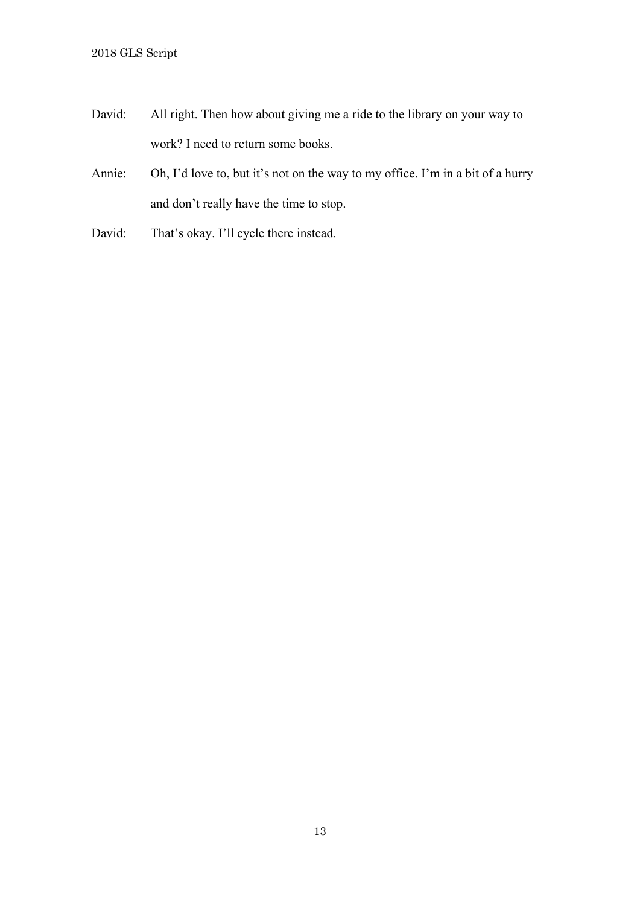David: All right. Then how about giving me a ride to the library on your way to work? I need to return some books.

Annie: Oh, I'd love to, but it's not on the way to my office. I'm in a bit of a hurry and don't really have the time to stop.

David: That's okay. I'll cycle there instead.